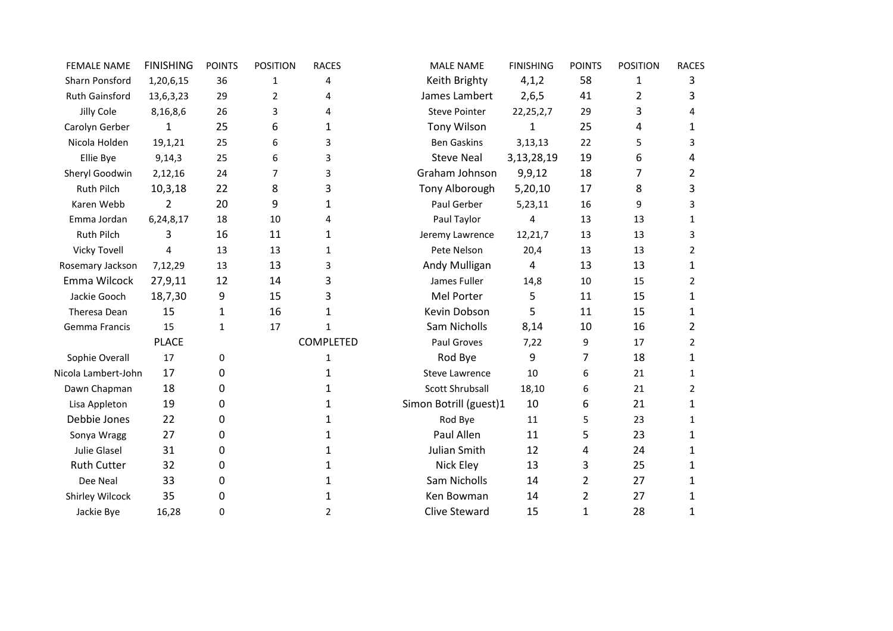| FEMALE NAME | FINISHING | POINTS | POSITION | RACES |
|---|---|---|---|---|
| Sharn Ponsford | 1,20,6,15 | 36 | 1 | 4 |
| Ruth Gainsford | 13,6,3,23 | 29 | 2 | 4 |
| Jilly Cole | 8,16,8,6 | 26 | 3 | 4 |
| Carolyn Gerber | 1 | 25 | 6 | 1 |
| Nicola Holden | 19,1,21 | 25 | 6 | 3 |
| Ellie Bye | 9,14,3 | 25 | 6 | 3 |
| Sheryl Goodwin | 2,12,16 | 24 | 7 | 3 |
| Ruth Pilch | 10,3,18 | 22 | 8 | 3 |
| Karen Webb | 2 | 20 | 9 | 1 |
| Emma Jordan | 6,24,8,17 | 18 | 10 | 4 |
| Ruth Pilch | 3 | 16 | 11 | 1 |
| Vicky Tovell | 4 | 13 | 13 | 1 |
| Rosemary Jackson | 7,12,29 | 13 | 13 | 3 |
| Emma Wilcock | 27,9,11 | 12 | 14 | 3 |
| Jackie Gooch | 18,7,30 | 9 | 15 | 3 |
| Theresa Dean | 15 | 1 | 16 | 1 |
| Gemma Francis | 15 | 1 | 17 | 1 |
| | PLACE | | | COMPLETED |
| Sophie Overall | 17 | 0 | | 1 |
| Nicola Lambert-John | 17 | 0 | | 1 |
| Dawn Chapman | 18 | 0 | | 1 |
| Lisa Appleton | 19 | 0 | | 1 |
| Debbie Jones | 22 | 0 | | 1 |
| Sonya Wragg | 27 | 0 | | 1 |
| Julie Glasel | 31 | 0 | | 1 |
| Ruth Cutter | 32 | 0 | | 1 |
| Dee Neal | 33 | 0 | | 1 |
| Shirley Wilcock | 35 | 0 | | 1 |
| Jackie Bye | 16,28 | 0 | | 2 |

| MALE NAME | FINISHING | POINTS | POSITION | RACES |
|---|---|---|---|---|
| Keith Brighty | 4,1,2 | 58 | 1 | 3 |
| James Lambert | 2,6,5 | 41 | 2 | 3 |
| Steve Pointer | 22,25,2,7 | 29 | 3 | 4 |
| Tony Wilson | 1 | 25 | 4 | 1 |
| Ben Gaskins | 3,13,13 | 22 | 5 | 3 |
| Steve Neal | 3,13,28,19 | 19 | 6 | 4 |
| Graham Johnson | 9,9,12 | 18 | 7 | 2 |
| Tony Alborough | 5,20,10 | 17 | 8 | 3 |
| Paul Gerber | 5,23,11 | 16 | 9 | 3 |
| Paul Taylor | 4 | 13 | 13 | 1 |
| Jeremy Lawrence | 12,21,7 | 13 | 13 | 3 |
| Pete Nelson | 20,4 | 13 | 13 | 2 |
| Andy Mulligan | 4 | 13 | 13 | 1 |
| James Fuller | 14,8 | 10 | 15 | 2 |
| Mel Porter | 5 | 11 | 15 | 1 |
| Kevin Dobson | 5 | 11 | 15 | 1 |
| Sam Nicholls | 8,14 | 10 | 16 | 2 |
| Paul Groves | 7,22 | 9 | 17 | 2 |
| Rod Bye | 9 | 7 | 18 | 1 |
| Steve Lawrence | 10 | 6 | 21 | 1 |
| Scott Shrubsall | 18,10 | 6 | 21 | 2 |
| Simon Botrill (guest)1 | 10 | 6 | 21 | 1 |
| Rod Bye | 11 | 5 | 23 | 1 |
| Paul Allen | 11 | 5 | 23 | 1 |
| Julian Smith | 12 | 4 | 24 | 1 |
| Nick Eley | 13 | 3 | 25 | 1 |
| Sam Nicholls | 14 | 2 | 27 | 1 |
| Ken Bowman | 14 | 2 | 27 | 1 |
| Clive Steward | 15 | 1 | 28 | 1 |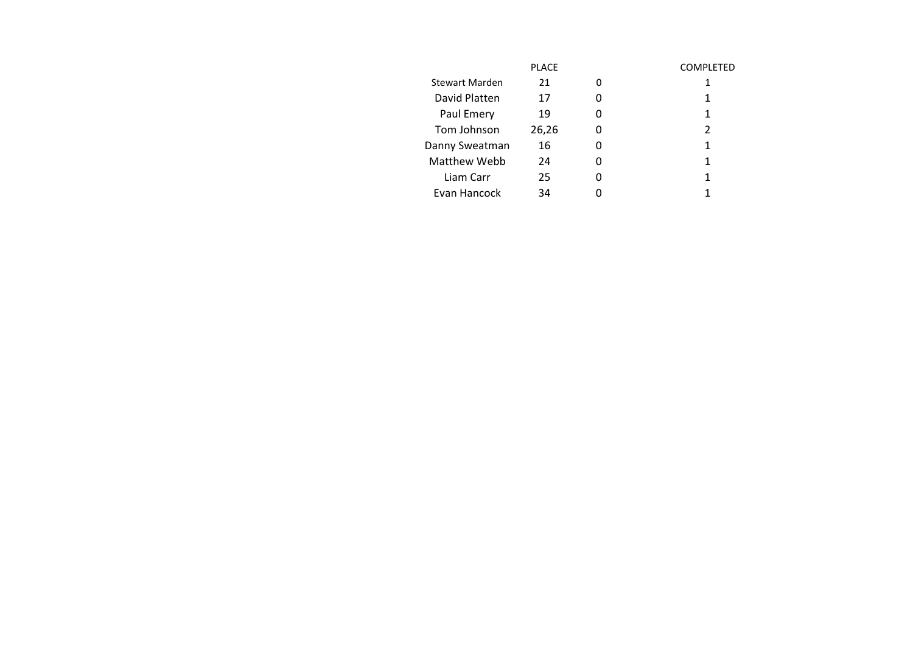| | PLACE | | COMPLETED |
| --- | --- | --- | --- |
| Stewart Marden | 21 | 0 | 1 |
| David Platten | 17 | 0 | 1 |
| Paul Emery | 19 | 0 | 1 |
| Tom Johnson | 26,26 | 0 | 2 |
| Danny Sweatman | 16 | 0 | 1 |
| Matthew Webb | 24 | 0 | 1 |
| Liam Carr | 25 | 0 | 1 |
| Evan Hancock | 34 | 0 | 1 |